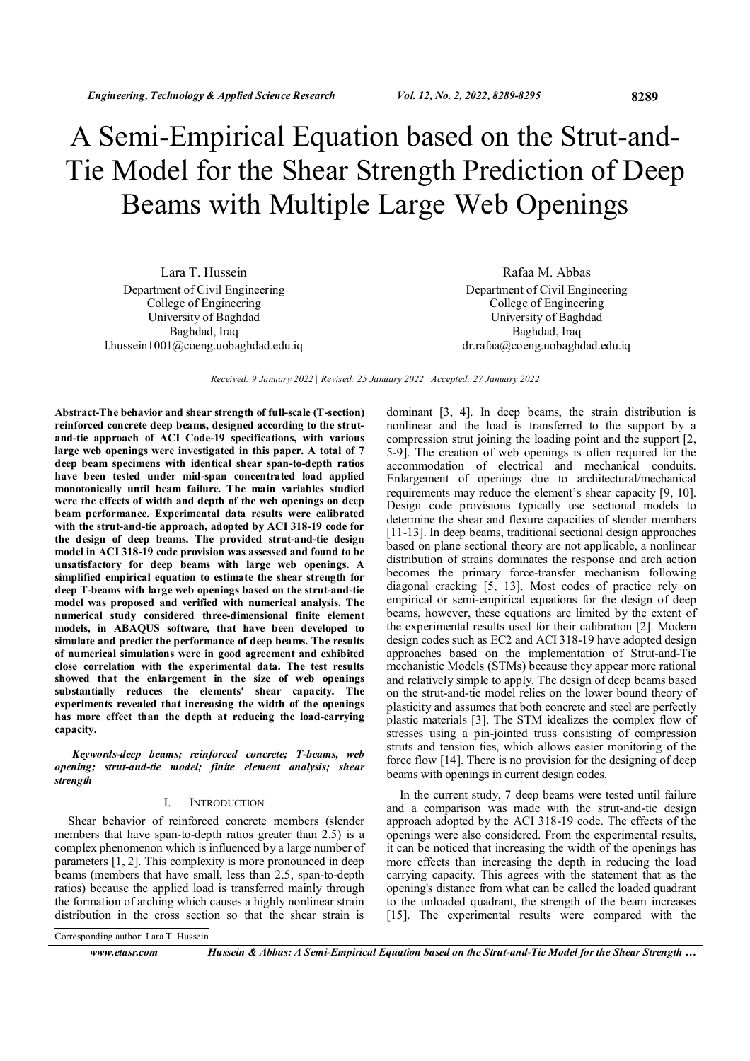# A Semi-Empirical Equation based on the Strut-and-Tie Model for the Shear Strength Prediction of Deep Beams with Multiple Large Web Openings

Lara T. Hussein
Department of Civil Engineering
College of Engineering
University of Baghdad
Baghdad, Iraq
l.hussein1001@coeng.uobaghdad.edu.iq

Rafaa M. Abbas
Department of Civil Engineering
College of Engineering
University of Baghdad
Baghdad, Iraq
dr.rafaa@coeng.uobaghdad.edu.iq

*Received: 9 January 2022 | Revised: 25 January 2022 | Accepted: 27 January 2022*

**Abstract-The behavior and shear strength of full-scale (T-section) reinforced concrete deep beams, designed according to the strut-and-tie approach of ACI Code-19 specifications, with various large web openings were investigated in this paper. A total of 7 deep beam specimens with identical shear span-to-depth ratios have been tested under mid-span concentrated load applied monotonically until beam failure. The main variables studied were the effects of width and depth of the web openings on deep beam performance. Experimental data results were calibrated with the strut-and-tie approach, adopted by ACI 318-19 code for the design of deep beams. The provided strut-and-tie design model in ACI 318-19 code provision was assessed and found to be unsatisfactory for deep beams with large web openings. A simplified empirical equation to estimate the shear strength for deep T-beams with large web openings based on the strut-and-tie model was proposed and verified with numerical analysis. The numerical study considered three-dimensional finite element models, in ABAQUS software, that have been developed to simulate and predict the performance of deep beams. The results of numerical simulations were in good agreement and exhibited close correlation with the experimental data. The test results showed that the enlargement in the size of web openings substantially reduces the elements' shear capacity. The experiments revealed that increasing the width of the openings has more effect than the depth at reducing the load-carrying capacity.**

***Keywords-deep beams; reinforced concrete; T-beams, web opening; strut-and-tie model; finite element analysis; shear strength***

## I. INTRODUCTION

Shear behavior of reinforced concrete members (slender members that have span-to-depth ratios greater than 2.5) is a complex phenomenon which is influenced by a large number of parameters [1, 2]. This complexity is more pronounced in deep beams (members that have small, less than 2.5, span-to-depth ratios) because the applied load is transferred mainly through the formation of arching which causes a highly nonlinear strain distribution in the cross section so that the shear strain is dominant [3, 4]. In deep beams, the strain distribution is nonlinear and the load is transferred to the support by a compression strut joining the loading point and the support [2, 5-9]. The creation of web openings is often required for the accommodation of electrical and mechanical conduits. Enlargement of openings due to architectural/mechanical requirements may reduce the element's shear capacity [9, 10]. Design code provisions typically use sectional models to determine the shear and flexure capacities of slender members [11-13]. In deep beams, traditional sectional design approaches based on plane sectional theory are not applicable, a nonlinear distribution of strains dominates the response and arch action becomes the primary force-transfer mechanism following diagonal cracking [5, 13]. Most codes of practice rely on empirical or semi-empirical equations for the design of deep beams, however, these equations are limited by the extent of the experimental results used for their calibration [2]. Modern design codes such as EC2 and ACI 318-19 have adopted design approaches based on the implementation of Strut-and-Tie mechanistic Models (STMs) because they appear more rational and relatively simple to apply. The design of deep beams based on the strut-and-tie model relies on the lower bound theory of plasticity and assumes that both concrete and steel are perfectly plastic materials [3]. The STM idealizes the complex flow of stresses using a pin-jointed truss consisting of compression struts and tension ties, which allows easier monitoring of the force flow [14]. There is no provision for the designing of deep beams with openings in current design codes.

In the current study, 7 deep beams were tested until failure and a comparison was made with the strut-and-tie design approach adopted by the ACI 318-19 code. The effects of the openings were also considered. From the experimental results, it can be noticed that increasing the width of the openings has more effects than increasing the depth in reducing the load carrying capacity. This agrees with the statement that as the opening's distance from what can be called the loaded quadrant to the unloaded quadrant, the strength of the beam increases [15]. The experimental results were compared with the

Corresponding author: Lara T. Hussein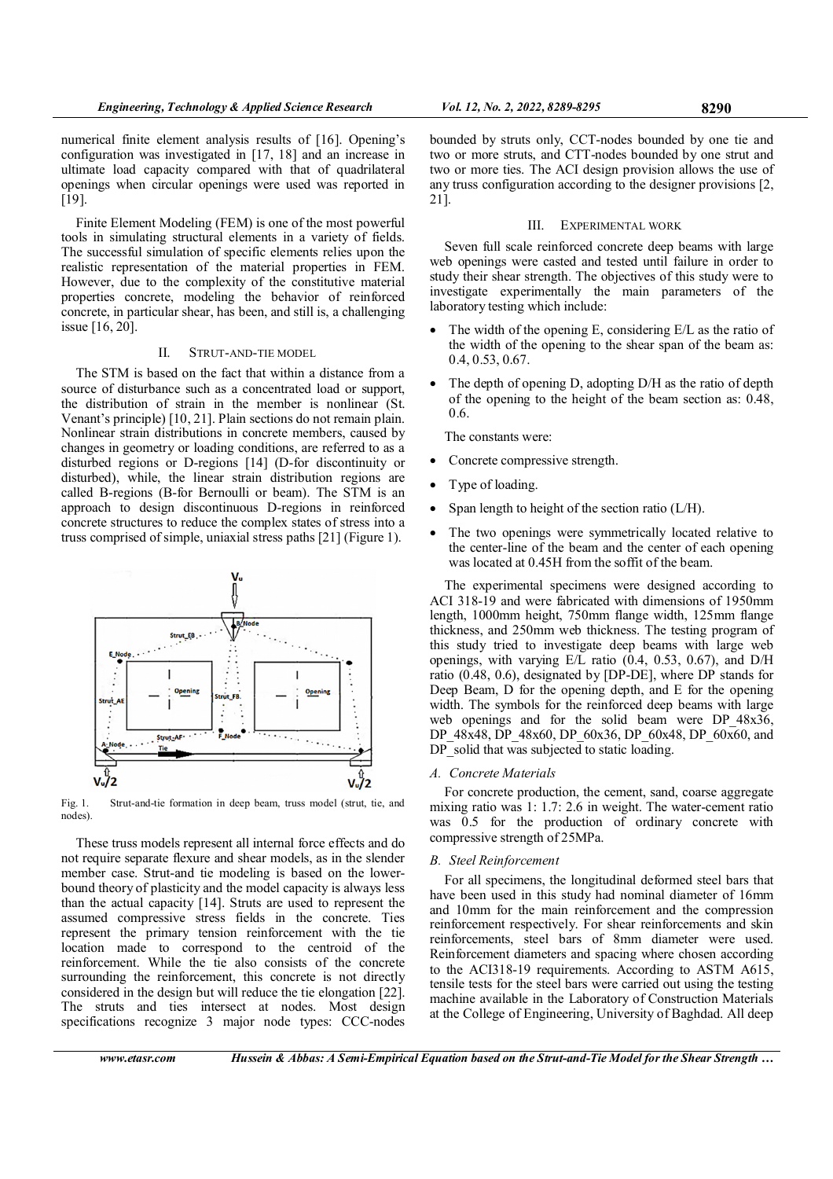numerical finite element analysis results of [16]. Opening's configuration was investigated in [17, 18] and an increase in ultimate load capacity compared with that of quadrilateral openings when circular openings were used was reported in [19].

Finite Element Modeling (FEM) is one of the most powerful tools in simulating structural elements in a variety of fields. The successful simulation of specific elements relies upon the realistic representation of the material properties in FEM. However, due to the complexity of the constitutive material properties concrete, modeling the behavior of reinforced concrete, in particular shear, has been, and still is, a challenging issue [16, 20].

## II. STRUT-AND-TIE MODEL

The STM is based on the fact that within a distance from a source of disturbance such as a concentrated load or support, the distribution of strain in the member is nonlinear (St. Venant's principle) [10, 21]. Plain sections do not remain plain. Nonlinear strain distributions in concrete members, caused by changes in geometry or loading conditions, are referred to as a disturbed regions or D-regions [14] (D-for discontinuity or disturbed), while, the linear strain distribution regions are called B-regions (B-for Bernoulli or beam). The STM is an approach to design discontinuous D-regions in reinforced concrete structures to reduce the complex states of stress into a truss comprised of simple, uniaxial stress paths [21] (Figure 1).

Fig. 1. Strut-and-tie formation in deep beam, truss model (strut, tie, and nodes).

These truss models represent all internal force effects and do not require separate flexure and shear models, as in the slender member case. Strut-and tie modeling is based on the lower-bound theory of plasticity and the model capacity is always less than the actual capacity [14]. Struts are used to represent the assumed compressive stress fields in the concrete. Ties represent the primary tension reinforcement with the tie location made to correspond to the centroid of the reinforcement. While the tie also consists of the concrete surrounding the reinforcement, this concrete is not directly considered in the design but will reduce the tie elongation [22]. The struts and ties intersect at nodes. Most design specifications recognize 3 major node types: CCC-nodes bounded by struts only, CCT-nodes bounded by one tie and two or more struts, and CTT-nodes bounded by one strut and two or more ties. The ACI design provision allows the use of any truss configuration according to the designer provisions [2, 21].

## III. EXPERIMENTAL WORK

Seven full scale reinforced concrete deep beams with large web openings were casted and tested until failure in order to study their shear strength. The objectives of this study were to investigate experimentally the main parameters of the laboratory testing which include:

- The width of the opening E, considering E/L as the ratio of the width of the opening to the shear span of the beam as: 0.4, 0.53, 0.67.
- The depth of opening D, adopting D/H as the ratio of depth of the opening to the height of the beam section as: 0.48, 0.6.

The constants were:

- Concrete compressive strength.
- Type of loading.
- Span length to height of the section ratio (L/H).
- The two openings were symmetrically located relative to the center-line of the beam and the center of each opening was located at 0.45H from the soffit of the beam.

The experimental specimens were designed according to ACI 318-19 and were fabricated with dimensions of 1950mm length, 1000mm height, 750mm flange width, 125mm flange thickness, and 250mm web thickness. The testing program of this study tried to investigate deep beams with large web openings, with varying E/L ratio (0.4, 0.53, 0.67), and D/H ratio (0.48, 0.6), designated by [DP-DE], where DP stands for Deep Beam, D for the opening depth, and E for the opening width. The symbols for the reinforced deep beams with large web openings and for the solid beam were DP_48x36, DP_48x48, DP_48x60, DP_60x36, DP_60x48, DP_60x60, and DP_solid that was subjected to static loading.

### A. Concrete Materials

For concrete production, the cement, sand, coarse aggregate mixing ratio was 1: 1.7: 2.6 in weight. The water-cement ratio was 0.5 for the production of ordinary concrete with compressive strength of 25MPa.

### B. Steel Reinforcement

For all specimens, the longitudinal deformed steel bars that have been used in this study had nominal diameter of 16mm and 10mm for the main reinforcement and the compression reinforcement respectively. For shear reinforcements and skin reinforcements, steel bars of 8mm diameter were used. Reinforcement diameters and spacing where chosen according to the ACI318-19 requirements. According to ASTM A615, tensile tests for the steel bars were carried out using the testing machine available in the Laboratory of Construction Materials at the College of Engineering, University of Baghdad. All deep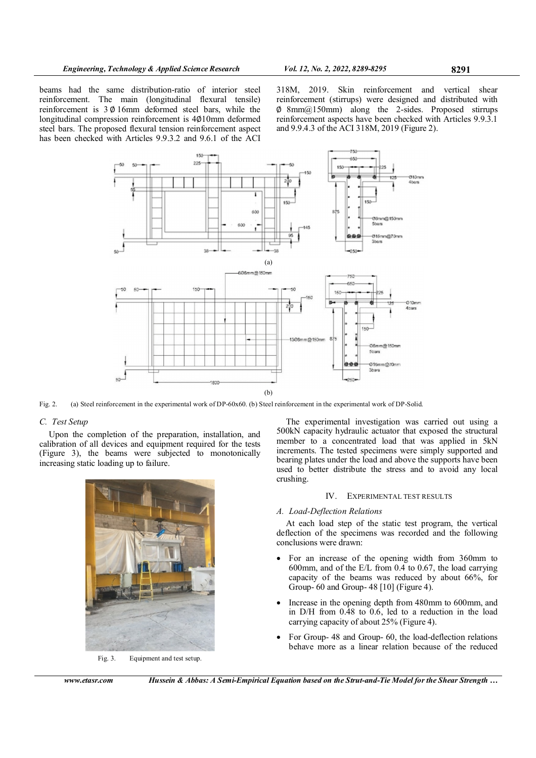beams had the same distribution-ratio of interior steel reinforcement. The main (longitudinal flexural tensile) reinforcement is 3 Ø 16mm deformed steel bars, while the longitudinal compression reinforcement is 4Ø10mm deformed steel bars. The proposed flexural tension reinforcement aspect has been checked with Articles 9.9.3.2 and 9.6.1 of the ACI 318M, 2019. Skin reinforcement and vertical shear reinforcement (stirrups) were designed and distributed with Ø 8mm@150mm) along the 2-sides. Proposed stirrups reinforcement aspects have been checked with Articles 9.9.3.1 and 9.9.4.3 of the ACI 318M, 2019 (Figure 2).

Fig. 2. (a) Steel reinforcement in the experimental work of DP-60x60. (b) Steel reinforcement in the experimental work of DP-Solid.

### C. Test Setup

Upon the completion of the preparation, installation, and calibration of all devices and equipment required for the tests (Figure 3), the beams were subjected to monotonically increasing static loading up to failure.

Fig. 3. Equipment and test setup.

The experimental investigation was carried out using a 500kN capacity hydraulic actuator that exposed the structural member to a concentrated load that was applied in 5kN increments. The tested specimens were simply supported and bearing plates under the load and above the supports have been used to better distribute the stress and to avoid any local crushing.

## IV. EXPERIMENTAL TEST RESULTS

### A. Load-Deflection Relations

At each load step of the static test program, the vertical deflection of the specimens was recorded and the following conclusions were drawn:

- For an increase of the opening width from 360mm to 600mm, and of the E/L from 0.4 to 0.67, the load carrying capacity of the beams was reduced by about 66%, for Group- 60 and Group- 48 [10] (Figure 4).
- Increase in the opening depth from 480mm to 600mm, and in D/H from 0.48 to 0.6, led to a reduction in the load carrying capacity of about 25% (Figure 4).
- For Group- 48 and Group- 60, the load-deflection relations behave more as a linear relation because of the reduced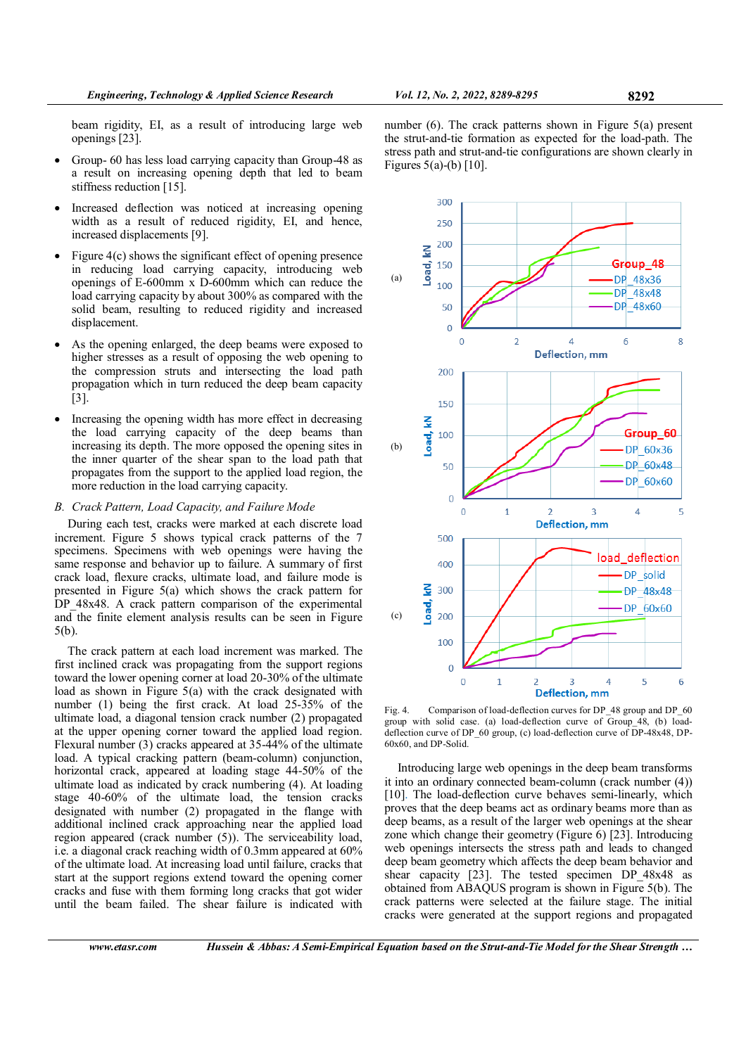beam rigidity, EI, as a result of introducing large web openings [23].

- Group- 60 has less load carrying capacity than Group-48 as a result on increasing opening depth that led to beam stiffness reduction [15].
- Increased deflection was noticed at increasing opening width as a result of reduced rigidity, EI, and hence, increased displacements [9].
- Figure 4(c) shows the significant effect of opening presence in reducing load carrying capacity, introducing web openings of E-600mm x D-600mm which can reduce the load carrying capacity by about 300% as compared with the solid beam, resulting to reduced rigidity and increased displacement.
- As the opening enlarged, the deep beams were exposed to higher stresses as a result of opposing the web opening to the compression struts and intersecting the load path propagation which in turn reduced the deep beam capacity [3].
- Increasing the opening width has more effect in decreasing the load carrying capacity of the deep beams than increasing its depth. The more opposed the opening sites in the inner quarter of the shear span to the load path that propagates from the support to the applied load region, the more reduction in the load carrying capacity.

### *B. Crack Pattern, Load Capacity, and Failure Mode*

During each test, cracks were marked at each discrete load increment. Figure 5 shows typical crack patterns of the 7 specimens. Specimens with web openings were having the same response and behavior up to failure. A summary of first crack load, flexure cracks, ultimate load, and failure mode is presented in Figure 5(a) which shows the crack pattern for DP_48x48. A crack pattern comparison of the experimental and the finite element analysis results can be seen in Figure 5(b).

The crack pattern at each load increment was marked. The first inclined crack was propagating from the support regions toward the lower opening corner at load 20-30% of the ultimate load as shown in Figure 5(a) with the crack designated with number (1) being the first crack. At load 25-35% of the ultimate load, a diagonal tension crack number (2) propagated at the upper opening corner toward the applied load region. Flexural number (3) cracks appeared at 35-44% of the ultimate load. A typical cracking pattern (beam-column) conjunction, horizontal crack, appeared at loading stage 44-50% of the ultimate load as indicated by crack numbering (4). At loading stage 40-60% of the ultimate load, the tension cracks designated with number (2) propagated in the flange with additional inclined crack approaching near the applied load region appeared (crack number (5)). The serviceability load, i.e. a diagonal crack reaching width of 0.3mm appeared at 60% of the ultimate load. At increasing load until failure, cracks that start at the support regions extend toward the opening corner cracks and fuse with them forming long cracks that got wider until the beam failed. The shear failure is indicated with number (6). The crack patterns shown in Figure 5(a) present the strut-and-tie formation as expected for the load-path. The stress path and strut-and-tie configurations are shown clearly in Figures 5(a)-(b) [10].

Fig. 4. Comparison of load-deflection curves for DP_48 group and DP_60 group with solid case. (a) load-deflection curve of Group_48, (b) load-deflection curve of DP_60 group, (c) load-deflection curve of DP-48x48, DP-60x60, and DP-Solid.

Introducing large web openings in the deep beam transforms it into an ordinary connected beam-column (crack number (4)) [10]. The load-deflection curve behaves semi-linearly, which proves that the deep beams act as ordinary beams more than as deep beams, as a result of the larger web openings at the shear zone which change their geometry (Figure 6) [23]. Introducing web openings intersects the stress path and leads to changed deep beam geometry which affects the deep beam behavior and shear capacity [23]. The tested specimen DP_48x48 as obtained from ABAQUS program is shown in Figure 5(b). The crack patterns were selected at the failure stage. The initial cracks were generated at the support regions and propagated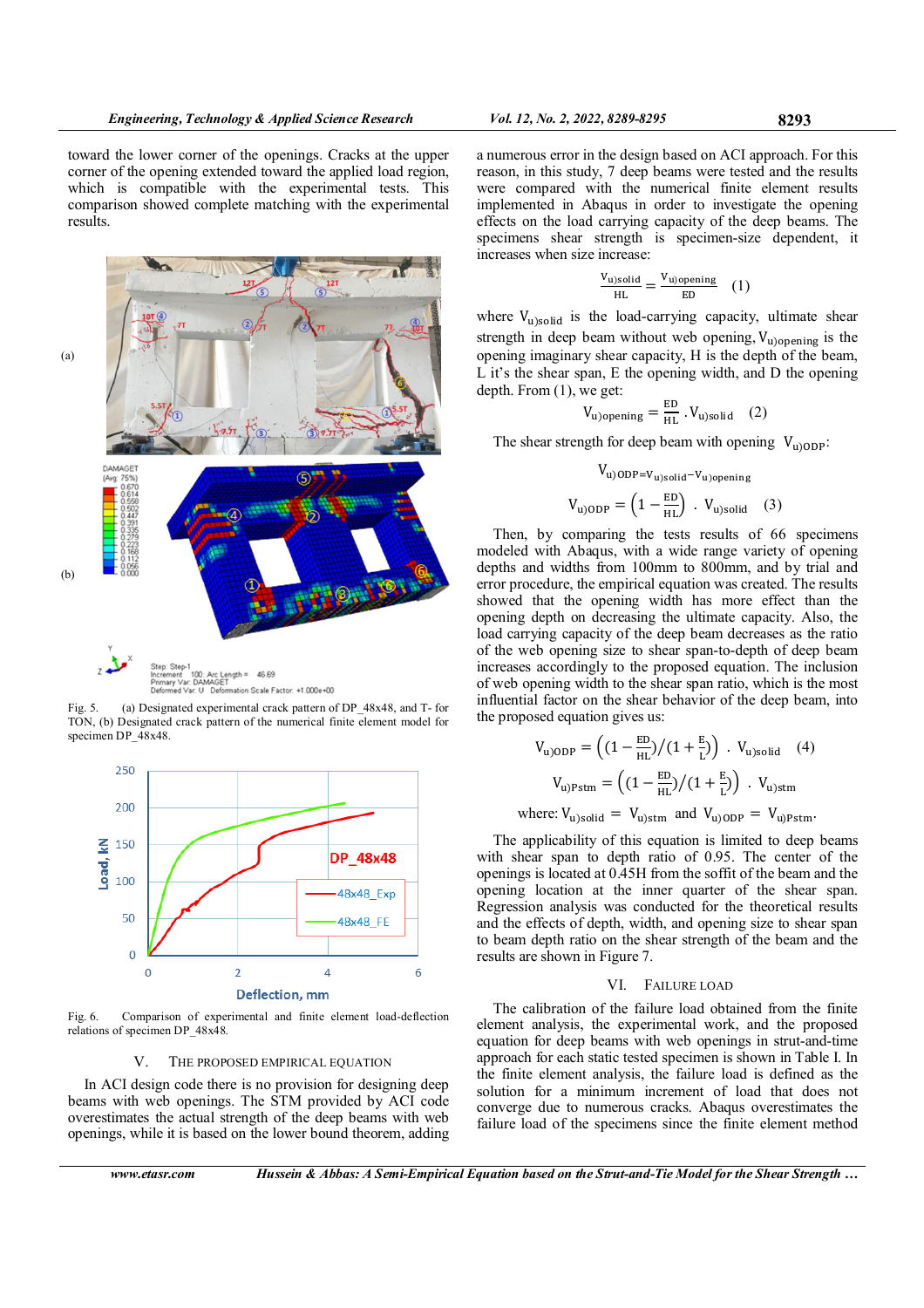toward the lower corner of the openings. Cracks at the upper corner of the opening extended toward the applied load region, which is compatible with the experimental tests. This comparison showed complete matching with the experimental results.

Fig. 5. (a) Designated experimental crack pattern of DP_48x48, and T- for TON, (b) Designated crack pattern of the numerical finite element model for specimen DP_48x48.

Fig. 6. Comparison of experimental and finite element load-deflection relations of specimen DP_48x48.

## V. THE PROPOSED EMPIRICAL EQUATION

In ACI design code there is no provision for designing deep beams with web openings. The STM provided by ACI code overestimates the actual strength of the deep beams with web openings, while it is based on the lower bound theorem, adding a numerous error in the design based on ACI approach. For this reason, in this study, 7 deep beams were tested and the results were compared with the numerical finite element results implemented in Abaqus in order to investigate the opening effects on the load carrying capacity of the deep beams. The specimens shear strength is specimen-size dependent, it increases when size increase:

$$\frac{V_{u)solid}}{HL} = \frac{V_{u)opening}}{ED} \quad (1)$$

where $V_{u)solid}$ is the load-carrying capacity, ultimate shear strength in deep beam without web opening, $V_{u)opening}$ is the opening imaginary shear capacity, H is the depth of the beam, L it's the shear span, E the opening width, and D the opening depth. From (1), we get:

$$V_{u)opening} = \frac{ED}{HL} \cdot V_{u)solid} \quad (2)$$

The shear strength for deep beam with opening $V_{u)ODP}$:

$$V_{u)ODP} = V_{u)solid} - V_{u)opening}$$

$$V_{u)ODP} = \left(1 - \frac{ED}{HL}\right) \cdot V_{u)solid} \quad (3)$$

Then, by comparing the tests results of 66 specimens modeled with Abaqus, with a wide range variety of opening depths and widths from 100mm to 800mm, and by trial and error procedure, the empirical equation was created. The results showed that the opening width has more effect than the opening depth on decreasing the ultimate capacity. Also, the load carrying capacity of the deep beam decreases as the ratio of the web opening size to shear span-to-depth of deep beam increases accordingly to the proposed equation. The inclusion of web opening width to the shear span ratio, which is the most influential factor on the shear behavior of the deep beam, into the proposed equation gives us:

$$V_{u)ODP} = \left(\left(1 - \frac{ED}{HL}\right) / \left(1 + \frac{E}{L}\right)\right) \cdot V_{u)solid} \quad (4)$$

$$V_{u)Pstm} = \left(\left(1 - \frac{ED}{HL}\right) / \left(1 + \frac{E}{L}\right)\right) \cdot V_{u)stm}$$

where: $V_{u)solid} = V_{u)stm}$ and $V_{u)ODP} = V_{u)Pstm}$.

The applicability of this equation is limited to deep beams with shear span to depth ratio of 0.95. The center of the openings is located at 0.45H from the soffit of the beam and the opening location at the inner quarter of the shear span. Regression analysis was conducted for the theoretical results and the effects of depth, width, and opening size to shear span to beam depth ratio on the shear strength of the beam and the results are shown in Figure 7.

## VI. FAILURE LOAD

The calibration of the failure load obtained from the finite element analysis, the experimental work, and the proposed equation for deep beams with web openings in strut-and-time approach for each static tested specimen is shown in Table I. In the finite element analysis, the failure load is defined as the solution for a minimum increment of load that does not converge due to numerous cracks. Abaqus overestimates the failure load of the specimens since the finite element method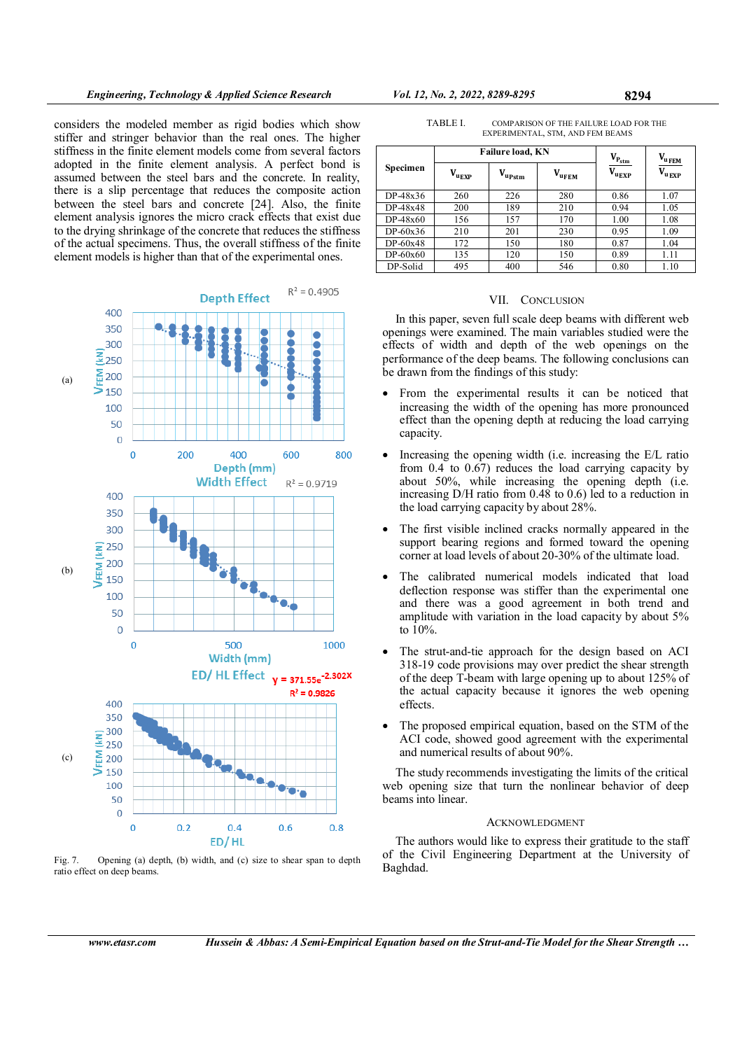considers the modeled member as rigid bodies which show stiffer and stringer behavior than the real ones. The higher stiffness in the finite element models come from several factors adopted in the finite element analysis. A perfect bond is assumed between the steel bars and the concrete. In reality, there is a slip percentage that reduces the composite action between the steel bars and concrete [24]. Also, the finite element analysis ignores the micro crack effects that exist due to the drying shrinkage of the concrete that reduces the stiffness of the actual specimens. Thus, the overall stiffness of the finite element models is higher than that of the experimental ones.

Fig. 7. Opening (a) depth, (b) width, and (c) size to shear span to depth ratio effect on deep beams.

TABLE I. COMPARISON OF THE FAILURE LOAD FOR THE EXPERIMENTAL, STM, AND FEM BEAMS

| Specimen | Failure load, KN | | | $\frac{V_{P_{stm}}}{V_{uEXP}}$ | $\frac{V_{u\,FEM}}{V_{u\,EXP}}$ |
|---|---|---|---|---|---|
| | $V_{uEXP}$ | $V_{uPstm}$ | $V_{uFEM}$ | | |
| DP-48x36 | 260 | 226 | 280 | 0.86 | 1.07 |
| DP-48x48 | 200 | 189 | 210 | 0.94 | 1.05 |
| DP-48x60 | 156 | 157 | 170 | 1.00 | 1.08 |
| DP-60x36 | 210 | 201 | 230 | 0.95 | 1.09 |
| DP-60x48 | 172 | 150 | 180 | 0.87 | 1.04 |
| DP-60x60 | 135 | 120 | 150 | 0.89 | 1.11 |
| DP-Solid | 495 | 400 | 546 | 0.80 | 1.10 |

## VII. Conclusion

In this paper, seven full scale deep beams with different web openings were examined. The main variables studied were the effects of width and depth of the web openings on the performance of the deep beams. The following conclusions can be drawn from the findings of this study:

- From the experimental results it can be noticed that increasing the width of the opening has more pronounced effect than the opening depth at reducing the load carrying capacity.
- Increasing the opening width (i.e. increasing the E/L ratio from 0.4 to 0.67) reduces the load carrying capacity by about 50%, while increasing the opening depth (i.e. increasing D/H ratio from 0.48 to 0.6) led to a reduction in the load carrying capacity by about 28%.
- The first visible inclined cracks normally appeared in the support bearing regions and formed toward the opening corner at load levels of about 20-30% of the ultimate load.
- The calibrated numerical models indicated that load deflection response was stiffer than the experimental one and there was a good agreement in both trend and amplitude with variation in the load capacity by about 5% to 10%.
- The strut-and-tie approach for the design based on ACI 318-19 code provisions may over predict the shear strength of the deep T-beam with large opening up to about 125% of the actual capacity because it ignores the web opening effects.
- The proposed empirical equation, based on the STM of the ACI code, showed good agreement with the experimental and numerical results of about 90%.

The study recommends investigating the limits of the critical web opening size that turn the nonlinear behavior of deep beams into linear.

### Acknowledgment

The authors would like to express their gratitude to the staff of the Civil Engineering Department at the University of Baghdad.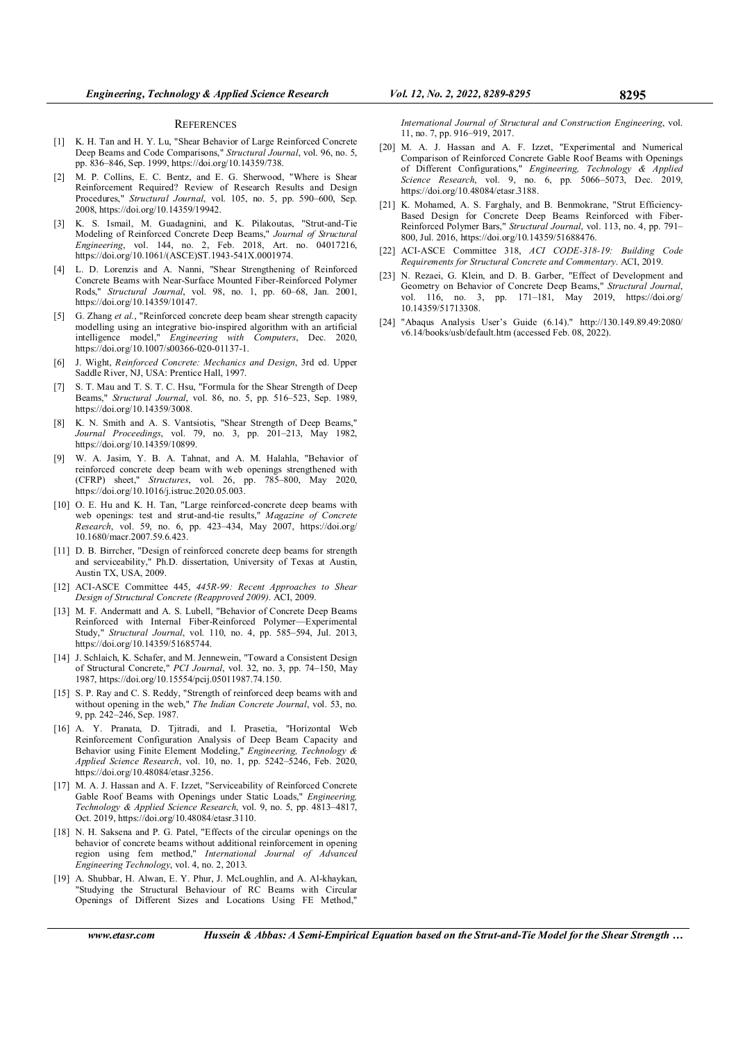## REFERENCES

[1] K. H. Tan and H. Y. Lu, "Shear Behavior of Large Reinforced Concrete Deep Beams and Code Comparisons," *Structural Journal*, vol. 96, no. 5, pp. 836–846, Sep. 1999, https://doi.org/10.14359/738.

[2] M. P. Collins, E. C. Bentz, and E. G. Sherwood, "Where is Shear Reinforcement Required? Review of Research Results and Design Procedures," *Structural Journal*, vol. 105, no. 5, pp. 590–600, Sep. 2008, https://doi.org/10.14359/19942.

[3] K. S. Ismail, M. Guadagnini, and K. Pilakoutas, "Strut-and-Tie Modeling of Reinforced Concrete Deep Beams," *Journal of Structural Engineering*, vol. 144, no. 2, Feb. 2018, Art. no. 04017216, https://doi.org/10.1061/(ASCE)ST.1943-541X.0001974.

[4] L. D. Lorenzis and A. Nanni, "Shear Strengthening of Reinforced Concrete Beams with Near-Surface Mounted Fiber-Reinforced Polymer Rods," *Structural Journal*, vol. 98, no. 1, pp. 60–68, Jan. 2001, https://doi.org/10.14359/10147.

[5] G. Zhang *et al.*, "Reinforced concrete deep beam shear strength capacity modelling using an integrative bio-inspired algorithm with an artificial intelligence model," *Engineering with Computers*, Dec. 2020, https://doi.org/10.1007/s00366-020-01137-1.

[6] J. Wight, *Reinforced Concrete: Mechanics and Design*, 3rd ed. Upper Saddle River, NJ, USA: Prentice Hall, 1997.

[7] S. T. Mau and T. S. T. C. Hsu, "Formula for the Shear Strength of Deep Beams," *Structural Journal*, vol. 86, no. 5, pp. 516–523, Sep. 1989, https://doi.org/10.14359/3008.

[8] K. N. Smith and A. S. Vantsiotis, "Shear Strength of Deep Beams," *Journal Proceedings*, vol. 79, no. 3, pp. 201–213, May 1982, https://doi.org/10.14359/10899.

[9] W. A. Jasim, Y. B. A. Tahnat, and A. M. Halahla, "Behavior of reinforced concrete deep beam with web openings strengthened with (CFRP) sheet," *Structures*, vol. 26, pp. 785–800, May 2020, https://doi.org/10.1016/j.istruc.2020.05.003.

[10] O. E. Hu and K. H. Tan, "Large reinforced-concrete deep beams with web openings: test and strut-and-tie results," *Magazine of Concrete Research*, vol. 59, no. 6, pp. 423–434, May 2007, https://doi.org/10.1680/macr.2007.59.6.423.

[11] D. B. Birrcher, "Design of reinforced concrete deep beams for strength and serviceability," Ph.D. dissertation, University of Texas at Austin, Austin TX, USA, 2009.

[12] ACI-ASCE Committee 445, *445R-99: Recent Approaches to Shear Design of Structural Concrete (Reapproved 2009)*. ACI, 2009.

[13] M. F. Andermatt and A. S. Lubell, "Behavior of Concrete Deep Beams Reinforced with Internal Fiber-Reinforced Polymer—Experimental Study," *Structural Journal*, vol. 110, no. 4, pp. 585–594, Jul. 2013, https://doi.org/10.14359/51685744.

[14] J. Schlaich, K. Schafer, and M. Jennewein, "Toward a Consistent Design of Structural Concrete," *PCI Journal*, vol. 32, no. 3, pp. 74–150, May 1987, https://doi.org/10.15554/pcij.05011987.74.150.

[15] S. P. Ray and C. S. Reddy, "Strength of reinforced deep beams with and without opening in the web," *The Indian Concrete Journal*, vol. 53, no. 9, pp. 242–246, Sep. 1987.

[16] A. Y. Pranata, D. Tjitradi, and I. Prasetia, "Horizontal Web Reinforcement Configuration Analysis of Deep Beam Capacity and Behavior using Finite Element Modeling," *Engineering, Technology & Applied Science Research*, vol. 10, no. 1, pp. 5242–5246, Feb. 2020, https://doi.org/10.48084/etasr.3256.

[17] M. A. J. Hassan and A. F. Izzet, "Serviceability of Reinforced Concrete Gable Roof Beams with Openings under Static Loads," *Engineering, Technology & Applied Science Research*, vol. 9, no. 5, pp. 4813–4817, Oct. 2019, https://doi.org/10.48084/etasr.3110.

[18] N. H. Saksena and P. G. Patel, "Effects of the circular openings on the behavior of concrete beams without additional reinforcement in opening region using fem method," *International Journal of Advanced Engineering Technology*, vol. 4, no. 2, 2013.

[19] A. Shubbar, H. Alwan, E. Y. Phur, J. McLoughlin, and A. Al-khaykan, "Studying the Structural Behaviour of RC Beams with Circular Openings of Different Sizes and Locations Using FE Method," *International Journal of Structural and Construction Engineering*, vol. 11, no. 7, pp. 916–919, 2017.

[20] M. A. J. Hassan and A. F. Izzet, "Experimental and Numerical Comparison of Reinforced Concrete Gable Roof Beams with Openings of Different Configurations," *Engineering, Technology & Applied Science Research*, vol. 9, no. 6, pp. 5066–5073, Dec. 2019, https://doi.org/10.48084/etasr.3188.

[21] K. Mohamed, A. S. Farghaly, and B. Benmokrane, "Strut Efficiency-Based Design for Concrete Deep Beams Reinforced with Fiber-Reinforced Polymer Bars," *Structural Journal*, vol. 113, no. 4, pp. 791–800, Jul. 2016, https://doi.org/10.14359/51688476.

[22] ACI-ASCE Committee 318, *ACI CODE-318-19: Building Code Requirements for Structural Concrete and Commentary*. ACI, 2019.

[23] N. Rezaei, G. Klein, and D. B. Garber, "Effect of Development and Geometry on Behavior of Concrete Deep Beams," *Structural Journal*, vol. 116, no. 3, pp. 171–181, May 2019, https://doi.org/10.14359/51713308.

[24] "Abaqus Analysis User's Guide (6.14)." http://130.149.89.49:2080/v6.14/books/usb/default.htm (accessed Feb. 08, 2022).